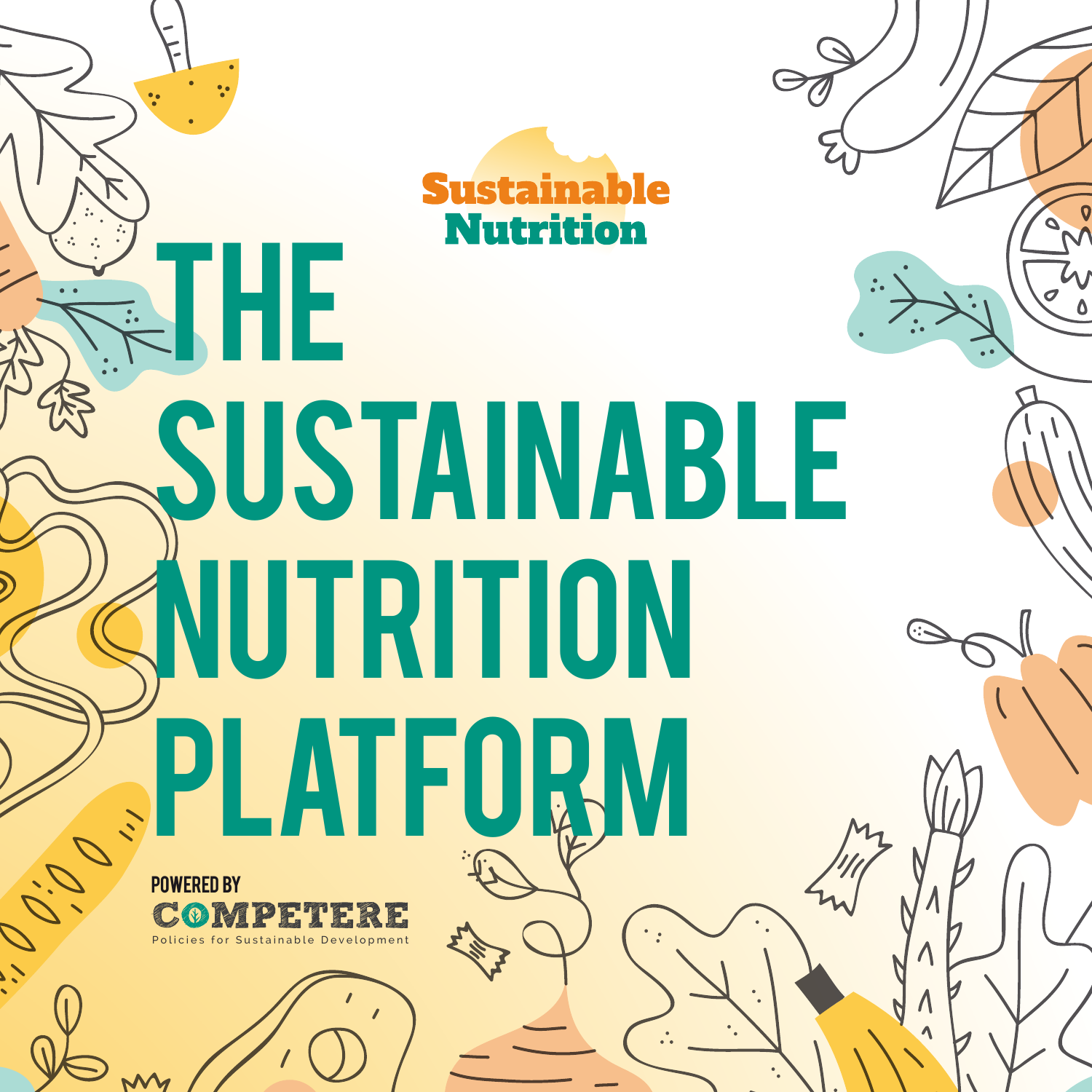Sustainable Nutrition

# THE SUSTAINABLE NUTRITION PLATFORM

POWERED BY

COMPETERE

Policies for Sustainable Development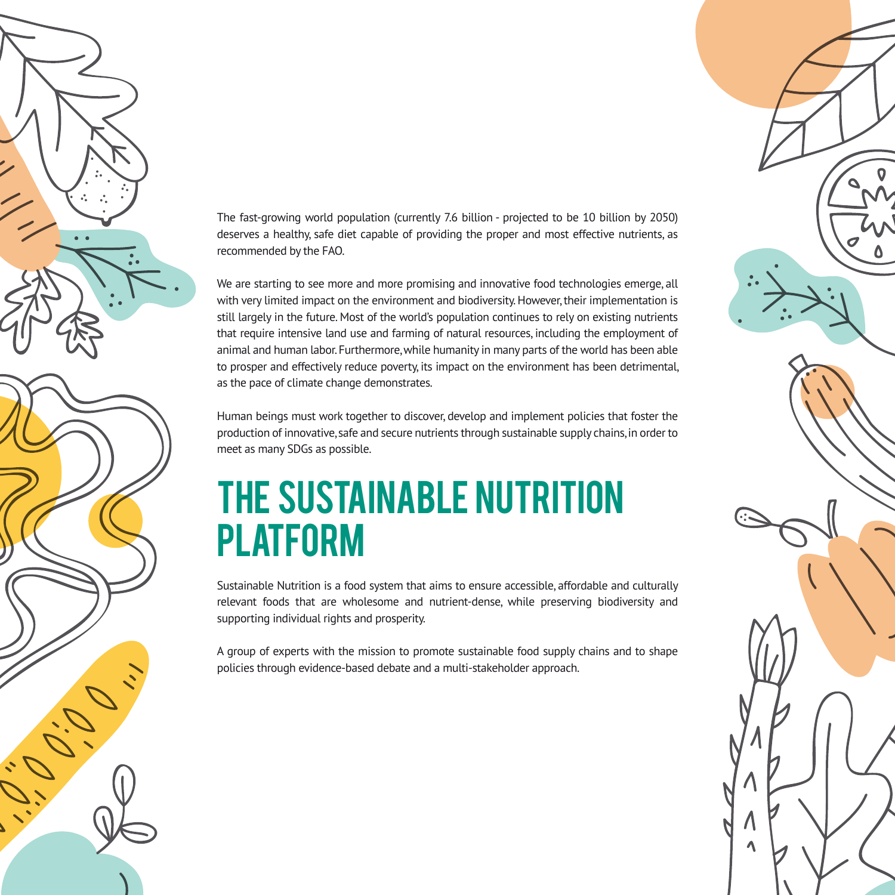The fast-growing world population (currently 7.6 billion - projected to be 10 billion by 2050) deserves a healthy, safe diet capable of providing the proper and most effective nutrients, as recommended by the FAO.

We are starting to see more and more promising and innovative food technologies emerge, all with very limited impact on the environment and biodiversity. However, their implementation is still largely in the future. Most of the world's population continues to rely on existing nutrients that require intensive land use and farming of natural resources, including the employment of animal and human labor. Furthermore, while humanity in many parts of the world has been able to prosper and effectively reduce poverty, its impact on the environment has been detrimental, as the pace of climate change demonstrates.

Human beings must work together to discover, develop and implement policies that foster the production of innovative, safe and secure nutrients through sustainable supply chains, in order to meet as many SDGs as possible.

# THE SUSTAINABLE NUTRITION PLATFORM

Sustainable Nutrition is a food system that aims to ensure accessible, affordable and culturally relevant foods that are wholesome and nutrient-dense, while preserving biodiversity and supporting individual rights and prosperity.

A group of experts with the mission to promote sustainable food supply chains and to shape policies through evidence-based debate and a multi-stakeholder approach.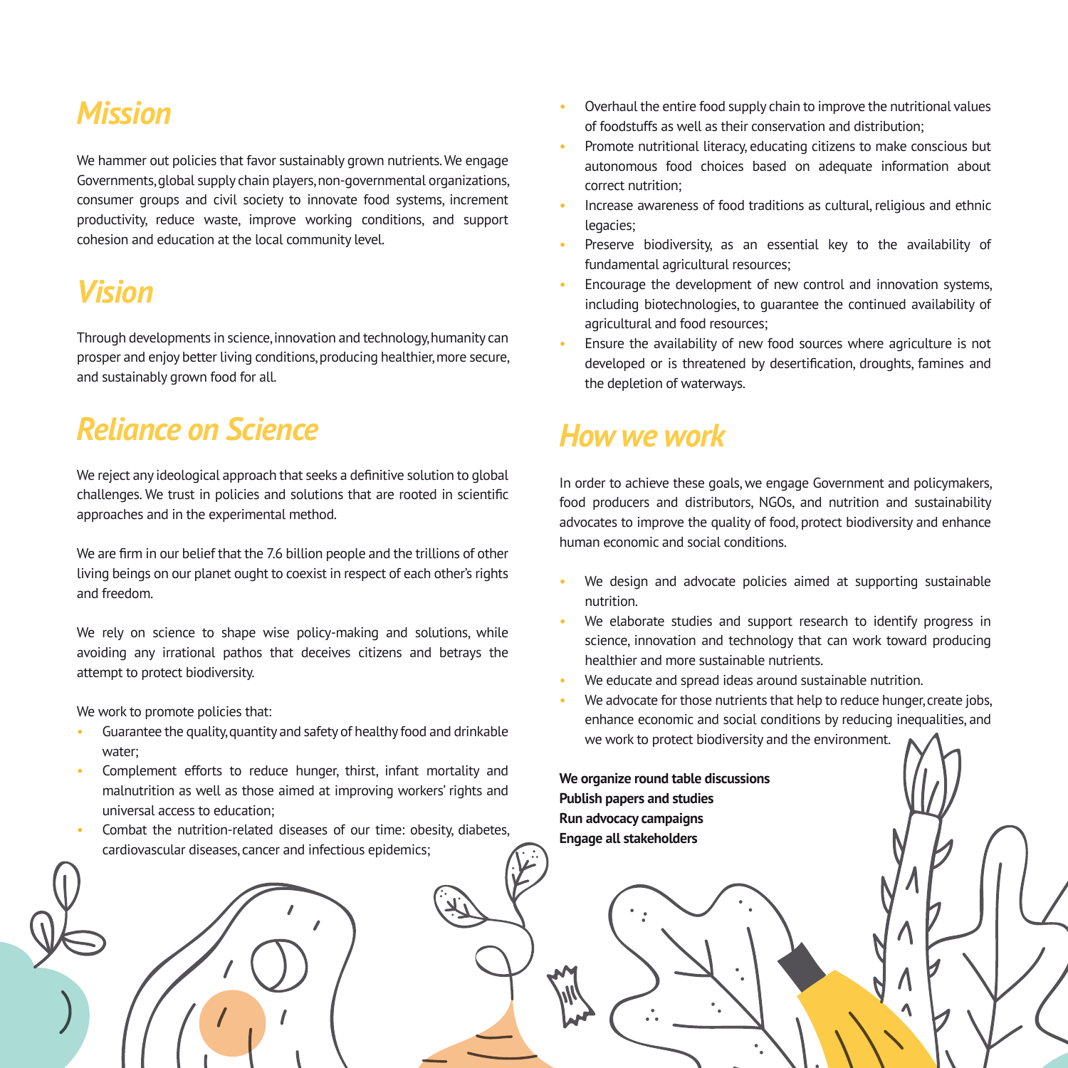## Mission

We hammer out policies that favor sustainably grown nutrients. We engage Governments, global supply chain players, non-governmental organizations, consumer groups and civil society to innovate food systems, increment productivity, reduce waste, improve working conditions, and support cohesion and education at the local community level.

## Vision

Through developments in science, innovation and technology, humanity can prosper and enjoy better living conditions, producing healthier, more secure, and sustainably grown food for all.

## Reliance on Science

We reject any ideological approach that seeks a definitive solution to global challenges. We trust in policies and solutions that are rooted in scientific approaches and in the experimental method.

We are firm in our belief that the 7.6 billion people and the trillions of other living beings on our planet ought to coexist in respect of each other's rights and freedom.

We rely on science to shape wise policy-making and solutions, while avoiding any irrational pathos that deceives citizens and betrays the attempt to protect biodiversity.

We work to promote policies that:

- Guarantee the quality, quantity and safety of healthy food and drinkable water;
- Complement efforts to reduce hunger, thirst, infant mortality and malnutrition as well as those aimed at improving workers' rights and universal access to education;
- Combat the nutrition-related diseases of our time: obesity, diabetes, cardiovascular diseases, cancer and infectious epidemics;
- Overhaul the entire food supply chain to improve the nutritional values of foodstuffs as well as their conservation and distribution;
- Promote nutritional literacy, educating citizens to make conscious but autonomous food choices based on adequate information about correct nutrition;
- Increase awareness of food traditions as cultural, religious and ethnic legacies;
- Preserve biodiversity, as an essential key to the availability of fundamental agricultural resources;
- Encourage the development of new control and innovation systems, including biotechnologies, to guarantee the continued availability of agricultural and food resources;
- Ensure the availability of new food sources where agriculture is not developed or is threatened by desertification, droughts, famines and the depletion of waterways.

## How we work

In order to achieve these goals, we engage Government and policymakers, food producers and distributors, NGOs, and nutrition and sustainability advocates to improve the quality of food, protect biodiversity and enhance human economic and social conditions.

- We design and advocate policies aimed at supporting sustainable nutrition.
- We elaborate studies and support research to identify progress in science, innovation and technology that can work toward producing healthier and more sustainable nutrients.
- We educate and spread ideas around sustainable nutrition.
- We advocate for those nutrients that help to reduce hunger, create jobs, enhance economic and social conditions by reducing inequalities, and we work to protect biodiversity and the environment.

**We organize round table discussions**
**Publish papers and studies**
**Run advocacy campaigns**
**Engage all stakeholders**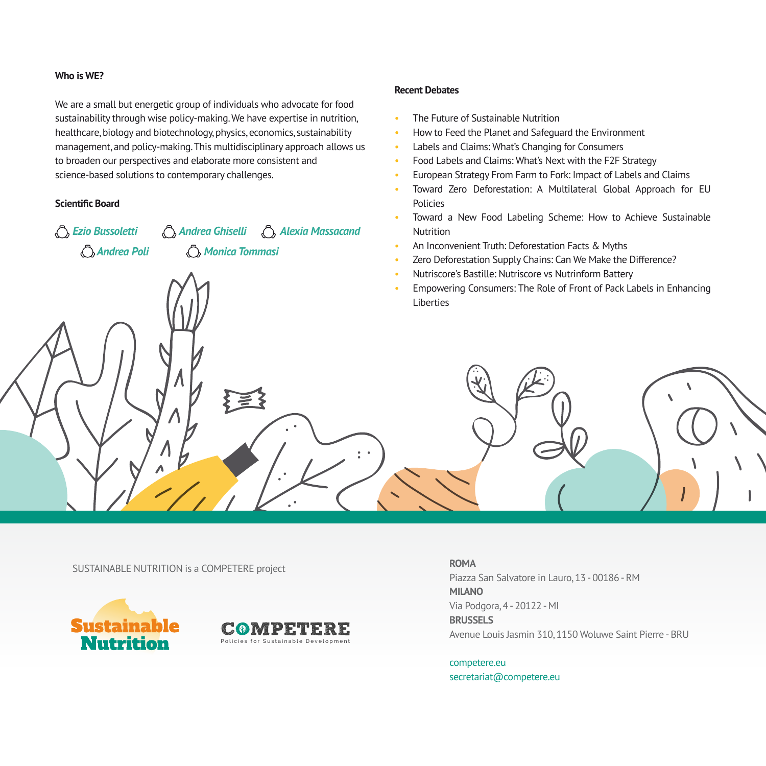## Who is WE?

We are a small but energetic group of individuals who advocate for food sustainability through wise policy-making. We have expertise in nutrition, healthcare, biology and biotechnology, physics, economics, sustainability management, and policy-making. This multidisciplinary approach allows us to broaden our perspectives and elaborate more consistent and science-based solutions to contemporary challenges.

## Scientific Board

*Ezio Bussoletti* · *Andrea Ghiselli* · *Alexia Massacand* · *Andrea Poli* · *Monica Tommasi*

## Recent Debates

- The Future of Sustainable Nutrition
- How to Feed the Planet and Safeguard the Environment
- Labels and Claims: What's Changing for Consumers
- Food Labels and Claims: What's Next with the F2F Strategy
- European Strategy From Farm to Fork: Impact of Labels and Claims
- Toward Zero Deforestation: A Multilateral Global Approach for EU Policies
- Toward a New Food Labeling Scheme: How to Achieve Sustainable Nutrition
- An Inconvenient Truth: Deforestation Facts & Myths
- Zero Deforestation Supply Chains: Can We Make the Difference?
- Nutriscore's Bastille: Nutriscore vs Nutrinform Battery
- Empowering Consumers: The Role of Front of Pack Labels in Enhancing Liberties

SUSTAINABLE NUTRITION is a COMPETERE project

Sustainable Nutrition

COMPETERE
Policies for Sustainable Development

**ROMA**
Piazza San Salvatore in Lauro, 13 - 00186 - RM
**MILANO**
Via Podgora, 4 - 20122 - MI
**BRUSSELS**
Avenue Louis Jasmin 310, 1150 Woluwe Saint Pierre - BRU

competere.eu
secretariat@competere.eu